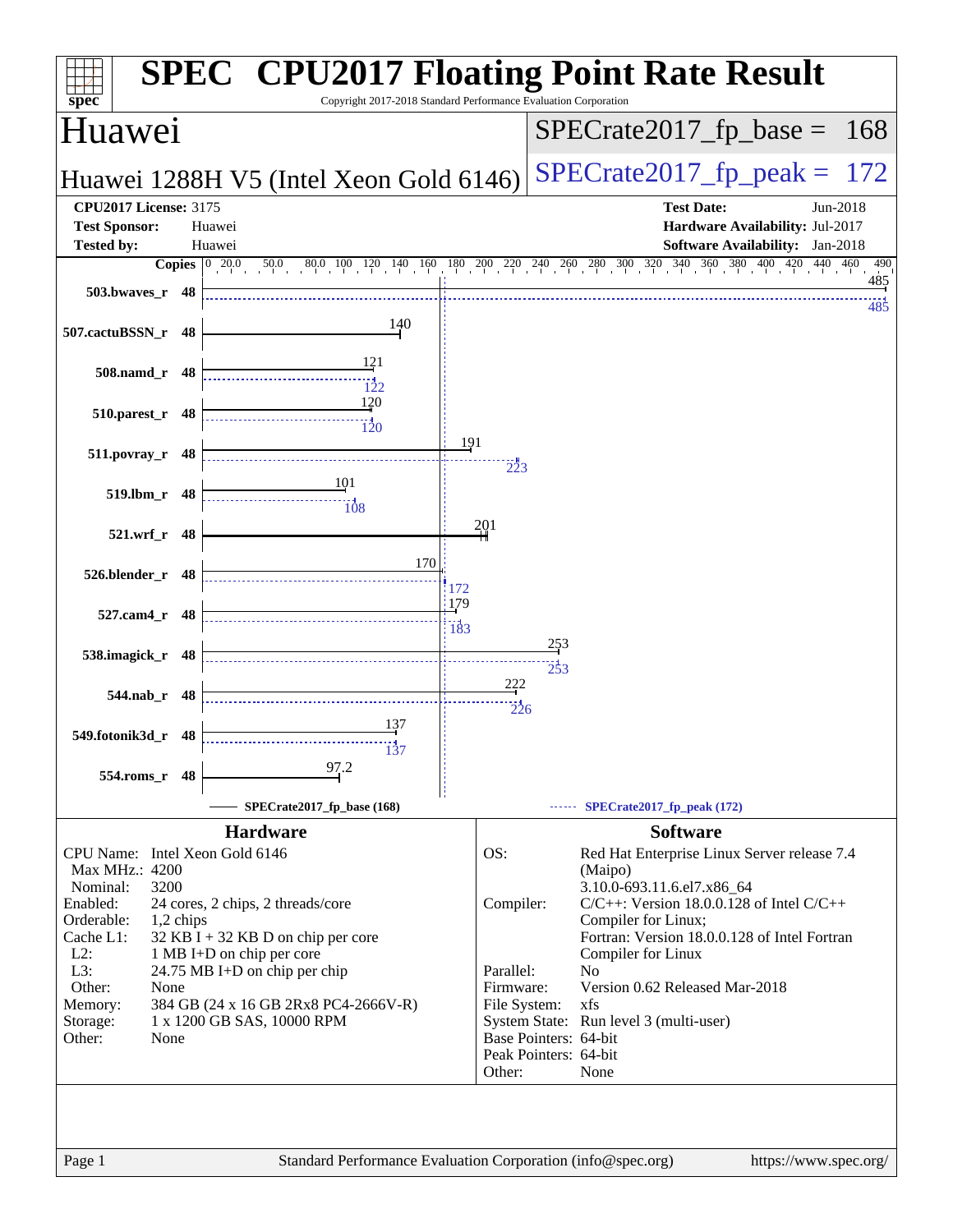# SPEC CPU2017 Floating Point Rate Result

Copyright 2017-2018 Standard Performance Evaluation Corporation

## Huawei

**Huawei 1288H V5 (Intel Xeon Gold 6146)**

SPECrate2017_fp_base = 168

SPECrate2017_fp_peak = 172

| | | | |
|---|---|---|---|
| **CPU2017 License:** | 3175 | **Test Date:** | Jun-2018 |
| **Test Sponsor:** | Huawei | **Hardware Availability:** | Jul-2017 |
| **Tested by:** | Huawei | **Software Availability:** | Jan-2018 |

| Benchmark | Copies | Base | Peak |
|---|---|---|---|
| 503.bwaves_r | 48 | 485 | 485 |
| 507.cactuBSSN_r | 48 | 140 | |
| 508.namd_r | 48 | 121 | 122 |
| 510.parest_r | 48 | 120 | 120 |
| 511.povray_r | 48 | 191 | 223 |
| 519.lbm_r | 48 | 101 | 108 |
| 521.wrf_r | 48 | 201 | |
| 526.blender_r | 48 | 170 | 172 |
| 527.cam4_r | 48 | 179 | 183 |
| 538.imagick_r | 48 | 253 | 253 |
| 544.nab_r | 48 | 222 | 226 |
| 549.fotonik3d_r | 48 | 137 | 137 |
| 554.roms_r | 48 | 97.2 | |

SPECrate2017_fp_base (168) — SPECrate2017_fp_peak (172)

## Hardware

| | |
|---|---|
| CPU Name: | Intel Xeon Gold 6146 |
| Max MHz.: | 4200 |
| Nominal: | 3200 |
| Enabled: | 24 cores, 2 chips, 2 threads/core |
| Orderable: | 1,2 chips |
| Cache L1: | 32 KB I + 32 KB D on chip per core |
| L2: | 1 MB I+D on chip per core |
| L3: | 24.75 MB I+D on chip per chip |
| Other: | None |
| Memory: | 384 GB (24 x 16 GB 2Rx8 PC4-2666V-R) |
| Storage: | 1 x 1200 GB SAS, 10000 RPM |
| Other: | None |

## Software

| | |
|---|---|
| OS: | Red Hat Enterprise Linux Server release 7.4 (Maipo) 3.10.0-693.11.6.el7.x86_64 |
| Compiler: | C/C++: Version 18.0.0.128 of Intel C/C++ Compiler for Linux; Fortran: Version 18.0.0.128 of Intel Fortran Compiler for Linux |
| Parallel: | No |
| Firmware: | Version 0.62 Released Mar-2018 |
| File System: | xfs |
| System State: | Run level 3 (multi-user) |
| Base Pointers: | 64-bit |
| Peak Pointers: | 64-bit |
| Other: | None |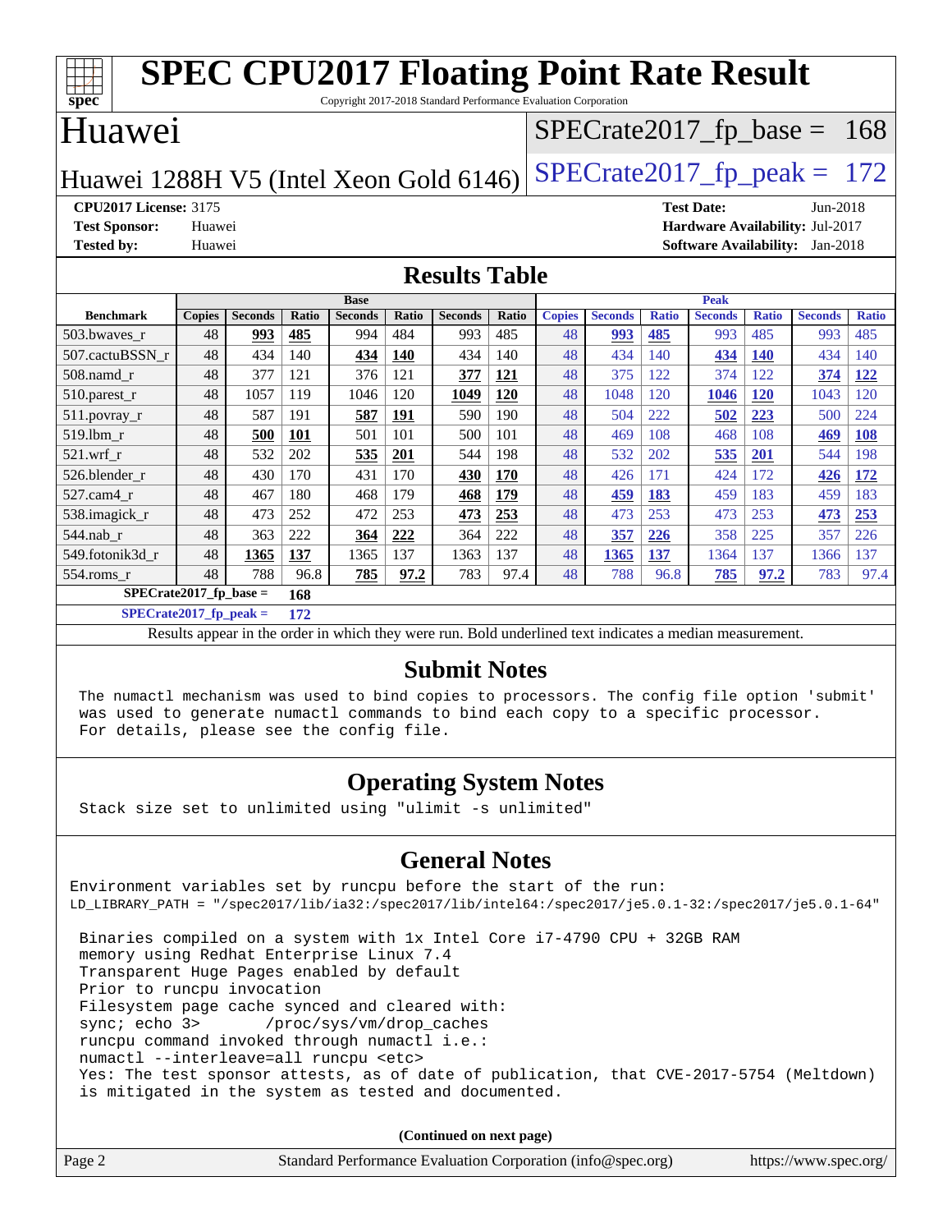# SPEC CPU2017 Floating Point Rate Result

Copyright 2017-2018 Standard Performance Evaluation Corporation

## Huawei

Huawei 1288H V5 (Intel Xeon Gold 6146)

SPECrate2017_fp_base = 168

SPECrate2017_fp_peak = 172

**CPU2017 License:** 3175
**Test Sponsor:** Huawei
**Tested by:** Huawei

**Test Date:** Jun-2018
**Hardware Availability:** Jul-2017
**Software Availability:** Jan-2018

## Results Table

| Benchmark | Base | | | | | | | Peak | | | | | | |
|---|---|---|---|---|---|---|---|---|---|---|---|---|---|---|
| | Copies | Seconds | Ratio | Seconds | Ratio | Seconds | Ratio | Copies | Seconds | Ratio | Seconds | Ratio | Seconds | Ratio |
| 503.bwaves_r | 48 | **993** | **485** | 994 | 484 | 993 | 485 | 48 | **993** | **485** | 993 | 485 | 993 | 485 |
| 507.cactuBSSN_r | 48 | 434 | 140 | **434** | **140** | 434 | 140 | 48 | 434 | 140 | **434** | **140** | 434 | 140 |
| 508.namd_r | 48 | 377 | 121 | 376 | 121 | **377** | **121** | 48 | 375 | 122 | 374 | 122 | **374** | **122** |
| 510.parest_r | 48 | 1057 | 119 | 1046 | 120 | **1049** | **120** | 48 | 1048 | 120 | **1046** | **120** | 1043 | 120 |
| 511.povray_r | 48 | 587 | 191 | **587** | **191** | 590 | 190 | 48 | 504 | 222 | **502** | **223** | 500 | 224 |
| 519.lbm_r | 48 | **500** | **101** | 501 | 101 | 500 | 101 | 48 | 469 | 108 | 468 | 108 | **469** | **108** |
| 521.wrf_r | 48 | 532 | 202 | **535** | **201** | 544 | 198 | 48 | 532 | 202 | **535** | **201** | 544 | 198 |
| 526.blender_r | 48 | 430 | 170 | 431 | 170 | **430** | **170** | 48 | 426 | 171 | 424 | 172 | **426** | **172** |
| 527.cam4_r | 48 | 467 | 180 | 468 | 179 | **468** | **179** | 48 | **459** | **183** | 459 | 183 | 459 | 183 |
| 538.imagick_r | 48 | 473 | 252 | 472 | 253 | **473** | **253** | 48 | 473 | 253 | 473 | 253 | **473** | **253** |
| 544.nab_r | 48 | 363 | 222 | **364** | **222** | 364 | 222 | 48 | **357** | **226** | 358 | 225 | 357 | 226 |
| 549.fotonik3d_r | 48 | **1365** | **137** | 1365 | 137 | 1363 | 137 | 48 | **1365** | **137** | 1364 | 137 | 1366 | 137 |
| 554.roms_r | 48 | 788 | 96.8 | **785** | **97.2** | 783 | 97.4 | 48 | 788 | 96.8 | **785** | **97.2** | 783 | 97.4 |

**SPECrate2017_fp_base = 168**

**SPECrate2017_fp_peak = 172**

Results appear in the order in which they were run. Bold underlined text indicates a median measurement.

## Submit Notes

```
The numactl mechanism was used to bind copies to processors. The config file option 'submit'
was used to generate numactl commands to bind each copy to a specific processor.
For details, please see the config file.
```

## Operating System Notes

```
Stack size set to unlimited using "ulimit -s unlimited"
```

## General Notes

```
Environment variables set by runcpu before the start of the run:
LD_LIBRARY_PATH = "/spec2017/lib/ia32:/spec2017/lib/intel64:/spec2017/je5.0.1-32:/spec2017/je5.0.1-64"

 Binaries compiled on a system with 1x Intel Core i7-4790 CPU + 32GB RAM
 memory using Redhat Enterprise Linux 7.4
 Transparent Huge Pages enabled by default
 Prior to runcpu invocation
 Filesystem page cache synced and cleared with:
 sync; echo 3>       /proc/sys/vm/drop_caches
 runcpu command invoked through numactl i.e.:
 numactl --interleave=all runcpu <etc>
 Yes: The test sponsor attests, as of date of publication, that CVE-2017-5754 (Meltdown)
 is mitigated in the system as tested and documented.
```

**(Continued on next page)**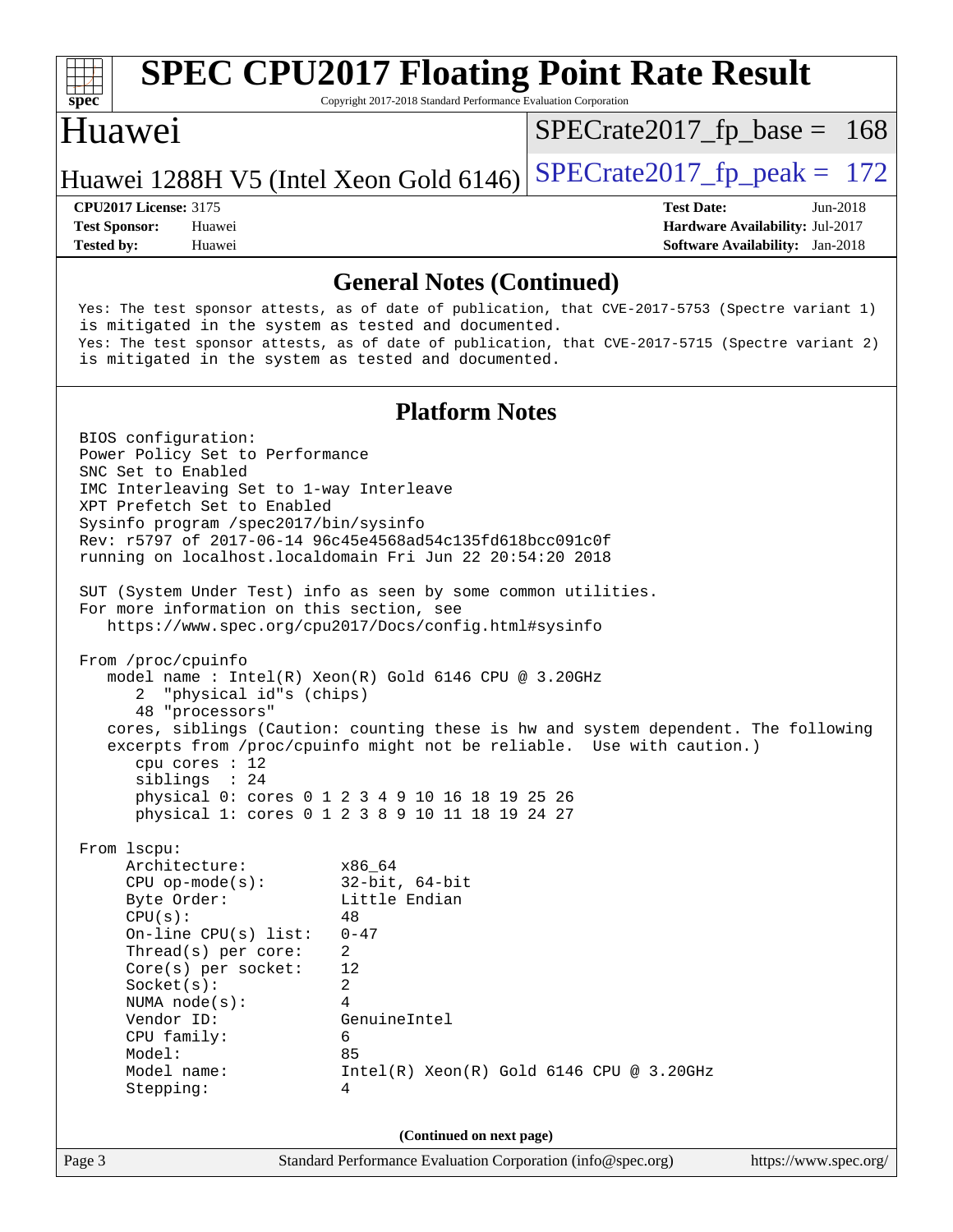## General Notes (Continued)

Yes: The test sponsor attests, as of date of publication, that CVE-2017-5753 (Spectre variant 1) is mitigated in the system as tested and documented.
Yes: The test sponsor attests, as of date of publication, that CVE-2017-5715 (Spectre variant 2) is mitigated in the system as tested and documented.

## Platform Notes

```
BIOS configuration:
Power Policy Set to Performance
SNC Set to Enabled
IMC Interleaving Set to 1-way Interleave
XPT Prefetch Set to Enabled
Sysinfo program /spec2017/bin/sysinfo
Rev: r5797 of 2017-06-14 96c45e4568ad54c135fd618bcc091c0f
running on localhost.localdomain Fri Jun 22 20:54:20 2018

SUT (System Under Test) info as seen by some common utilities.
For more information on this section, see
   https://www.spec.org/cpu2017/Docs/config.html#sysinfo

From /proc/cpuinfo
   model name : Intel(R) Xeon(R) Gold 6146 CPU @ 3.20GHz
      2  "physical id"s (chips)
      48 "processors"
   cores, siblings (Caution: counting these is hw and system dependent. The following
   excerpts from /proc/cpuinfo might not be reliable.  Use with caution.)
      cpu cores : 12
      siblings  : 24
      physical 0: cores 0 1 2 3 4 9 10 16 18 19 25 26
      physical 1: cores 0 1 2 3 8 9 10 11 18 19 24 27

From lscpu:
     Architecture:          x86_64
     CPU op-mode(s):        32-bit, 64-bit
     Byte Order:            Little Endian
     CPU(s):                48
     On-line CPU(s) list:   0-47
     Thread(s) per core:    2
     Core(s) per socket:    12
     Socket(s):             2
     NUMA node(s):          4
     Vendor ID:             GenuineIntel
     CPU family:            6
     Model:                 85
     Model name:            Intel(R) Xeon(R) Gold 6146 CPU @ 3.20GHz
     Stepping:              4
```

(Continued on next page)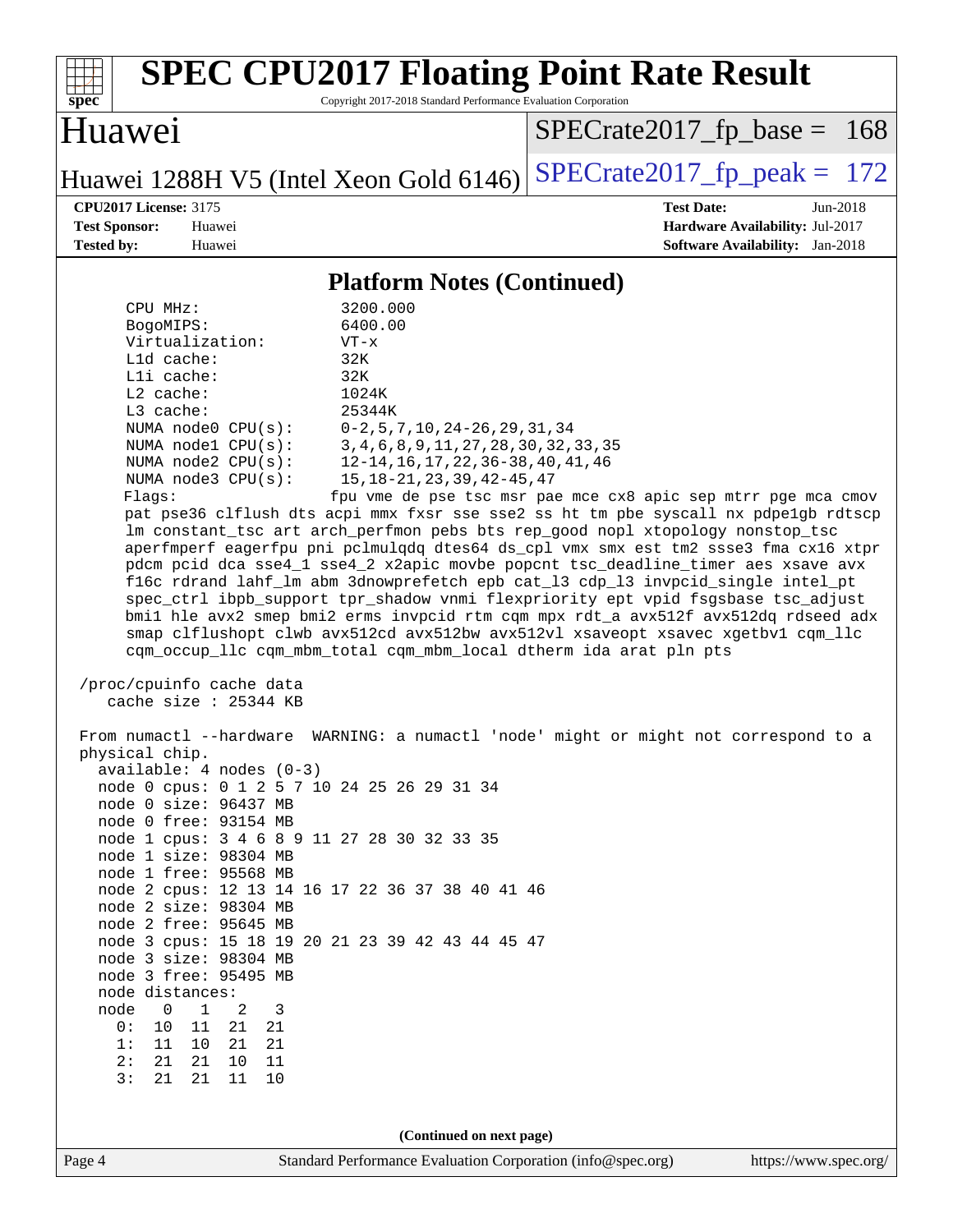## Platform Notes (Continued)

```
     CPU MHz:               3200.000
     BogoMIPS:              6400.00
     Virtualization:        VT-x
     L1d cache:             32K
     L1i cache:             32K
     L2 cache:              1024K
     L3 cache:              25344K
     NUMA node0 CPU(s):     0-2,5,7,10,24-26,29,31,34
     NUMA node1 CPU(s):     3,4,6,8,9,11,27,28,30,32,33,35
     NUMA node2 CPU(s):     12-14,16,17,22,36-38,40,41,46
     NUMA node3 CPU(s):     15,18-21,23,39,42-45,47
     Flags:                fpu vme de pse tsc msr pae mce cx8 apic sep mtrr pge mca cmov
     pat pse36 clflush dts acpi mmx fxsr sse sse2 ss ht tm pbe syscall nx pdpe1gb rdtscp
     lm constant_tsc art arch_perfmon pebs bts rep_good nopl xtopology nonstop_tsc
     aperfmperf eagerfpu pni pclmulqdq dtes64 ds_cpl vmx smx est tm2 ssse3 fma cx16 xtpr
     pdcm pcid dca sse4_1 sse4_2 x2apic movbe popcnt tsc_deadline_timer aes xsave avx
     f16c rdrand lahf_lm abm 3dnowprefetch epb cat_l3 cdp_l3 invpcid_single intel_pt
     spec_ctrl ibpb_support tpr_shadow vnmi flexpriority ept vpid fsgsbase tsc_adjust
     bmi1 hle avx2 smep bmi2 erms invpcid rtm cqm mpx rdt_a avx512f avx512dq rdseed adx
     smap clflushopt clwb avx512cd avx512bw avx512vl xsaveopt xsavec xgetbv1 cqm_llc
     cqm_occup_llc cqm_mbm_total cqm_mbm_local dtherm ida arat pln pts

 /proc/cpuinfo cache data
    cache size : 25344 KB

 From numactl --hardware  WARNING: a numactl 'node' might or might not correspond to a
 physical chip.
   available: 4 nodes (0-3)
   node 0 cpus: 0 1 2 5 7 10 24 25 26 29 31 34
   node 0 size: 96437 MB
   node 0 free: 93154 MB
   node 1 cpus: 3 4 6 8 9 11 27 28 30 32 33 35
   node 1 size: 98304 MB
   node 1 free: 95568 MB
   node 2 cpus: 12 13 14 16 17 22 36 37 38 40 41 46
   node 2 size: 98304 MB
   node 2 free: 95645 MB
   node 3 cpus: 15 18 19 20 21 23 39 42 43 44 45 47
   node 3 size: 98304 MB
   node 3 free: 95495 MB
   node distances:
   node   0   1   2   3
     0:  10  11  21  21
     1:  11  10  21  21
     2:  21  21  10  11
     3:  21  21  11  10
```

(Continued on next page)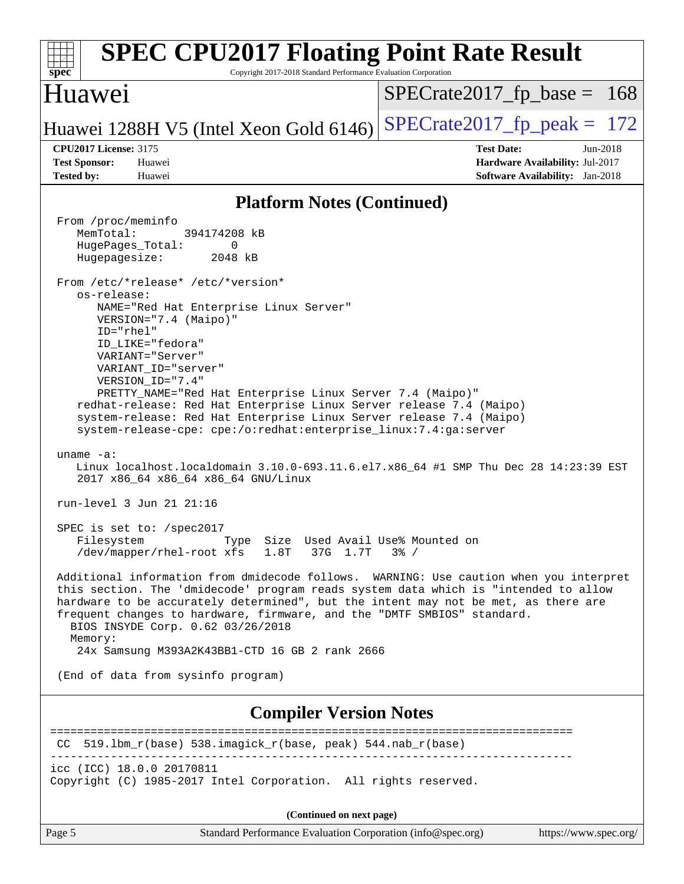## Platform Notes (Continued)

```
From /proc/meminfo
   MemTotal:       394174208 kB
   HugePages_Total:       0
   Hugepagesize:       2048 kB

From /etc/*release* /etc/*version*
   os-release:
      NAME="Red Hat Enterprise Linux Server"
      VERSION="7.4 (Maipo)"
      ID="rhel"
      ID_LIKE="fedora"
      VARIANT="Server"
      VARIANT_ID="server"
      VERSION_ID="7.4"
      PRETTY_NAME="Red Hat Enterprise Linux Server 7.4 (Maipo)"
   redhat-release: Red Hat Enterprise Linux Server release 7.4 (Maipo)
   system-release: Red Hat Enterprise Linux Server release 7.4 (Maipo)
   system-release-cpe: cpe:/o:redhat:enterprise_linux:7.4:ga:server

uname -a:
   Linux localhost.localdomain 3.10.0-693.11.6.el7.x86_64 #1 SMP Thu Dec 28 14:23:39 EST
   2017 x86_64 x86_64 x86_64 GNU/Linux

run-level 3 Jun 21 21:16

SPEC is set to: /spec2017
   Filesystem            Type  Size  Used Avail Use% Mounted on
   /dev/mapper/rhel-root xfs   1.8T   37G  1.7T   3% /

Additional information from dmidecode follows.  WARNING: Use caution when you interpret
this section. The 'dmidecode' program reads system data which is "intended to allow
hardware to be accurately determined", but the intent may not be met, as there are
frequent changes to hardware, firmware, and the "DMTF SMBIOS" standard.
  BIOS INSYDE Corp. 0.62 03/26/2018
  Memory:
   24x Samsung M393A2K43BB1-CTD 16 GB 2 rank 2666

(End of data from sysinfo program)
```

## Compiler Version Notes

```
==============================================================================
 CC  519.lbm_r(base) 538.imagick_r(base, peak) 544.nab_r(base)
------------------------------------------------------------------------------
icc (ICC) 18.0.0 20170811
Copyright (C) 1985-2017 Intel Corporation.  All rights reserved.
```

(Continued on next page)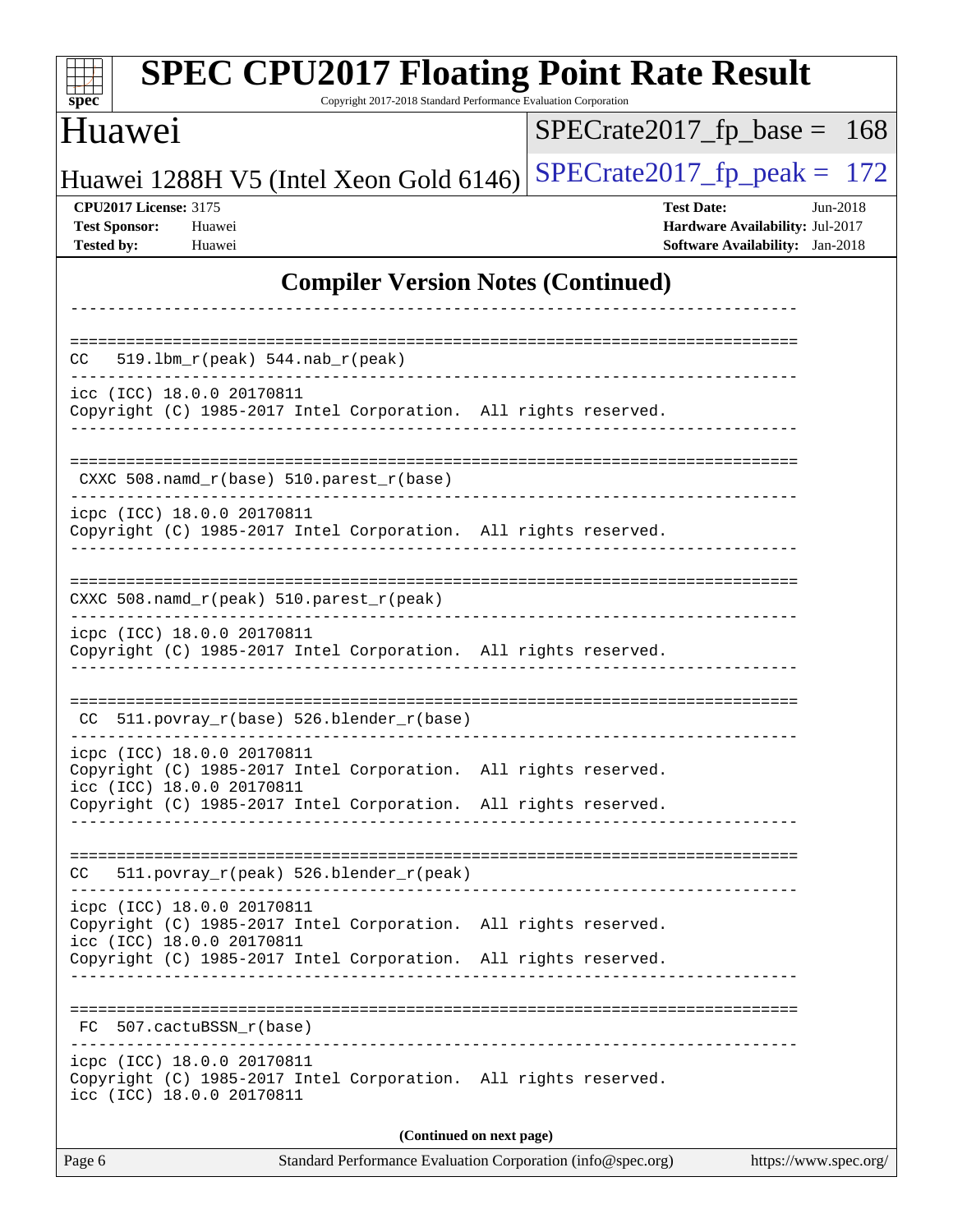## Compiler Version Notes (Continued)

```
------------------------------------------------------------------------------

==============================================================================
CC   519.lbm_r(peak) 544.nab_r(peak)
------------------------------------------------------------------------------
icc (ICC) 18.0.0 20170811
Copyright (C) 1985-2017 Intel Corporation.  All rights reserved.
------------------------------------------------------------------------------

==============================================================================
 CXXC 508.namd_r(base) 510.parest_r(base)
------------------------------------------------------------------------------
icpc (ICC) 18.0.0 20170811
Copyright (C) 1985-2017 Intel Corporation.  All rights reserved.
------------------------------------------------------------------------------

==============================================================================
CXXC 508.namd_r(peak) 510.parest_r(peak)
------------------------------------------------------------------------------
icpc (ICC) 18.0.0 20170811
Copyright (C) 1985-2017 Intel Corporation.  All rights reserved.
------------------------------------------------------------------------------

==============================================================================
 CC  511.povray_r(base) 526.blender_r(base)
------------------------------------------------------------------------------
icpc (ICC) 18.0.0 20170811
Copyright (C) 1985-2017 Intel Corporation.  All rights reserved.
icc (ICC) 18.0.0 20170811
Copyright (C) 1985-2017 Intel Corporation.  All rights reserved.
------------------------------------------------------------------------------

==============================================================================
CC   511.povray_r(peak) 526.blender_r(peak)
------------------------------------------------------------------------------
icpc (ICC) 18.0.0 20170811
Copyright (C) 1985-2017 Intel Corporation.  All rights reserved.
icc (ICC) 18.0.0 20170811
Copyright (C) 1985-2017 Intel Corporation.  All rights reserved.
------------------------------------------------------------------------------

==============================================================================
 FC  507.cactuBSSN_r(base)
------------------------------------------------------------------------------
icpc (ICC) 18.0.0 20170811
Copyright (C) 1985-2017 Intel Corporation.  All rights reserved.
icc (ICC) 18.0.0 20170811
```

**(Continued on next page)**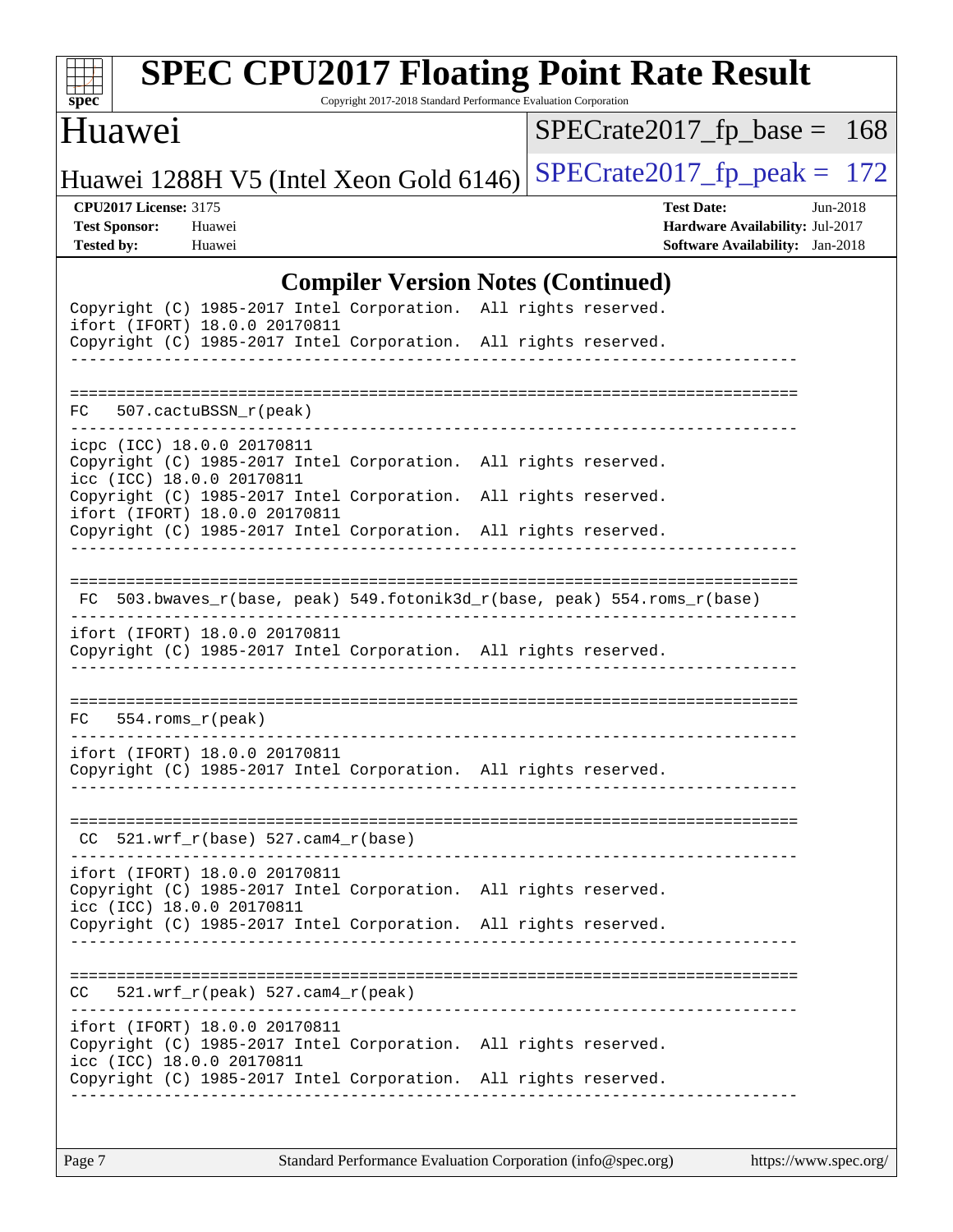## Compiler Version Notes (Continued)

```
Copyright (C) 1985-2017 Intel Corporation.  All rights reserved.
ifort (IFORT) 18.0.0 20170811
Copyright (C) 1985-2017 Intel Corporation.  All rights reserved.
------------------------------------------------------------------------------

==============================================================================
FC   507.cactuBSSN_r(peak)
------------------------------------------------------------------------------
icpc (ICC) 18.0.0 20170811
Copyright (C) 1985-2017 Intel Corporation.  All rights reserved.
icc (ICC) 18.0.0 20170811
Copyright (C) 1985-2017 Intel Corporation.  All rights reserved.
ifort (IFORT) 18.0.0 20170811
Copyright (C) 1985-2017 Intel Corporation.  All rights reserved.
------------------------------------------------------------------------------

==============================================================================
 FC  503.bwaves_r(base, peak) 549.fotonik3d_r(base, peak) 554.roms_r(base)
------------------------------------------------------------------------------
ifort (IFORT) 18.0.0 20170811
Copyright (C) 1985-2017 Intel Corporation.  All rights reserved.
------------------------------------------------------------------------------

==============================================================================
FC   554.roms_r(peak)
------------------------------------------------------------------------------
ifort (IFORT) 18.0.0 20170811
Copyright (C) 1985-2017 Intel Corporation.  All rights reserved.
------------------------------------------------------------------------------

==============================================================================
 CC  521.wrf_r(base) 527.cam4_r(base)
------------------------------------------------------------------------------
ifort (IFORT) 18.0.0 20170811
Copyright (C) 1985-2017 Intel Corporation.  All rights reserved.
icc (ICC) 18.0.0 20170811
Copyright (C) 1985-2017 Intel Corporation.  All rights reserved.
------------------------------------------------------------------------------

==============================================================================
CC   521.wrf_r(peak) 527.cam4_r(peak)
------------------------------------------------------------------------------
ifort (IFORT) 18.0.0 20170811
Copyright (C) 1985-2017 Intel Corporation.  All rights reserved.
icc (ICC) 18.0.0 20170811
Copyright (C) 1985-2017 Intel Corporation.  All rights reserved.
------------------------------------------------------------------------------
```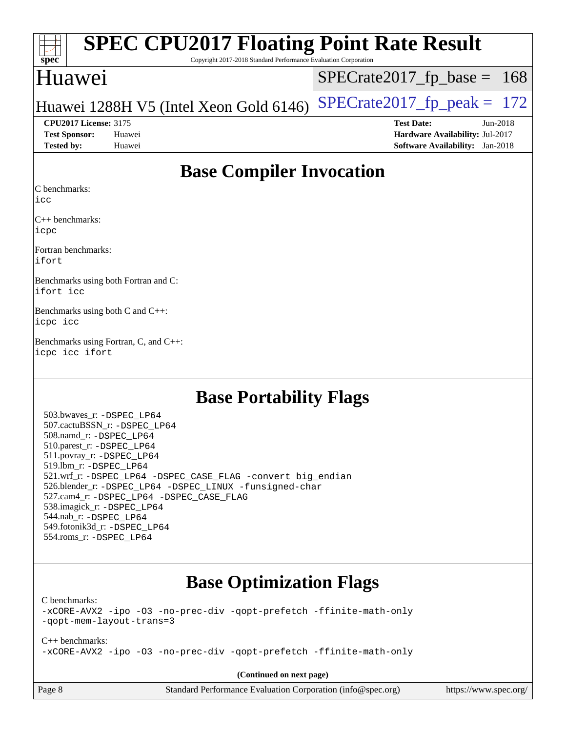# Base Compiler Invocation

C benchmarks:
icc

C++ benchmarks:
icpc

Fortran benchmarks:
ifort

Benchmarks using both Fortran and C:
ifort icc

Benchmarks using both C and C++:
icpc icc

Benchmarks using Fortran, C, and C++:
icpc icc ifort

# Base Portability Flags

503.bwaves_r: -DSPEC_LP64
507.cactuBSSN_r: -DSPEC_LP64
508.namd_r: -DSPEC_LP64
510.parest_r: -DSPEC_LP64
511.povray_r: -DSPEC_LP64
519.lbm_r: -DSPEC_LP64
521.wrf_r: -DSPEC_LP64 -DSPEC_CASE_FLAG -convert big_endian
526.blender_r: -DSPEC_LP64 -DSPEC_LINUX -funsigned-char
527.cam4_r: -DSPEC_LP64 -DSPEC_CASE_FLAG
538.imagick_r: -DSPEC_LP64
544.nab_r: -DSPEC_LP64
549.fotonik3d_r: -DSPEC_LP64
554.roms_r: -DSPEC_LP64

# Base Optimization Flags

C benchmarks:
-xCORE-AVX2 -ipo -O3 -no-prec-div -qopt-prefetch -ffinite-math-only
-qopt-mem-layout-trans=3

C++ benchmarks:
-xCORE-AVX2 -ipo -O3 -no-prec-div -qopt-prefetch -ffinite-math-only

(Continued on next page)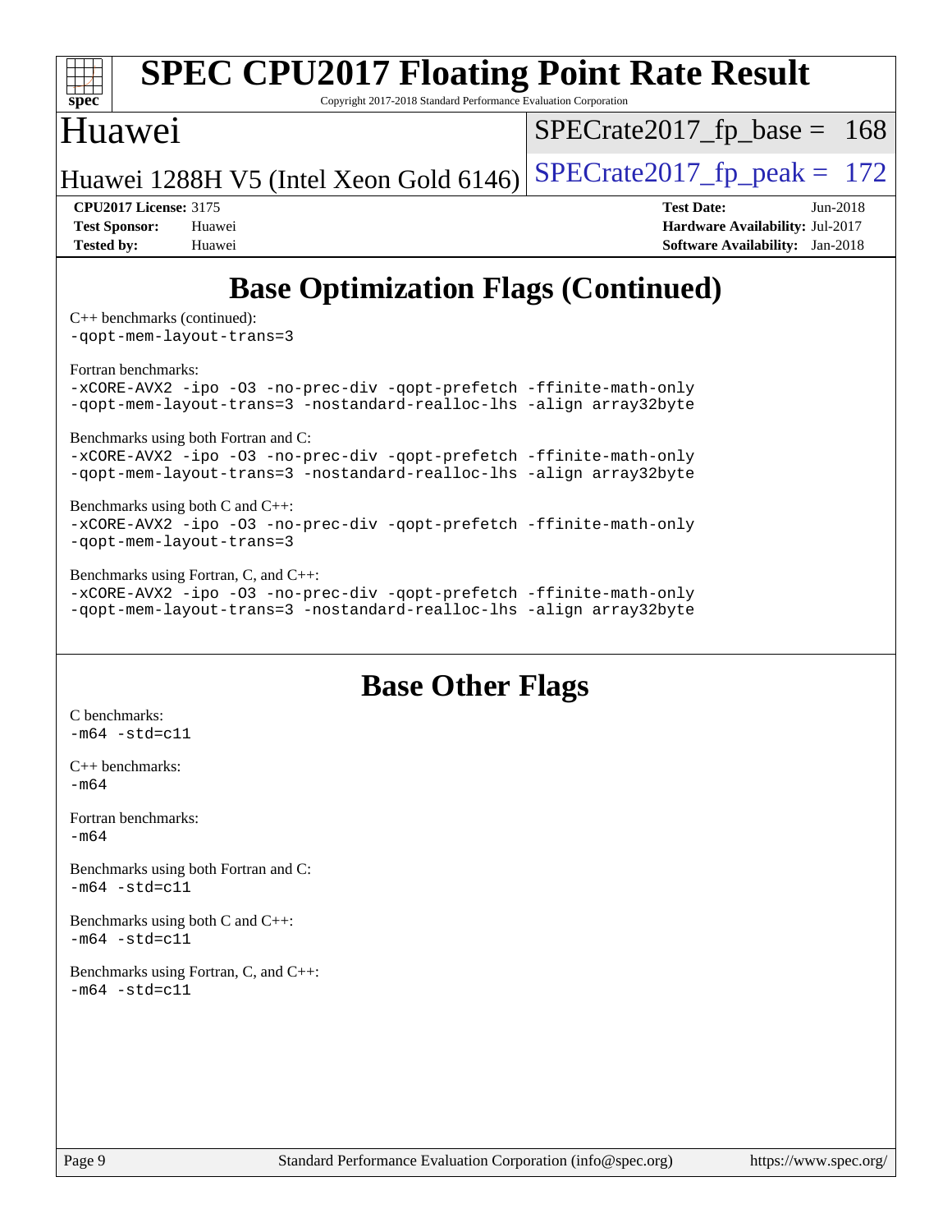# Base Optimization Flags (Continued)

C++ benchmarks (continued):
-qopt-mem-layout-trans=3

Fortran benchmarks:
-xCORE-AVX2 -ipo -O3 -no-prec-div -qopt-prefetch -ffinite-math-only
-qopt-mem-layout-trans=3 -nostandard-realloc-lhs -align array32byte

Benchmarks using both Fortran and C:
-xCORE-AVX2 -ipo -O3 -no-prec-div -qopt-prefetch -ffinite-math-only
-qopt-mem-layout-trans=3 -nostandard-realloc-lhs -align array32byte

Benchmarks using both C and C++:
-xCORE-AVX2 -ipo -O3 -no-prec-div -qopt-prefetch -ffinite-math-only
-qopt-mem-layout-trans=3

Benchmarks using Fortran, C, and C++:
-xCORE-AVX2 -ipo -O3 -no-prec-div -qopt-prefetch -ffinite-math-only
-qopt-mem-layout-trans=3 -nostandard-realloc-lhs -align array32byte

# Base Other Flags

C benchmarks:
-m64 -std=c11

C++ benchmarks:
-m64

Fortran benchmarks:
-m64

Benchmarks using both Fortran and C:
-m64 -std=c11

Benchmarks using both C and C++:
-m64 -std=c11

Benchmarks using Fortran, C, and C++:
-m64 -std=c11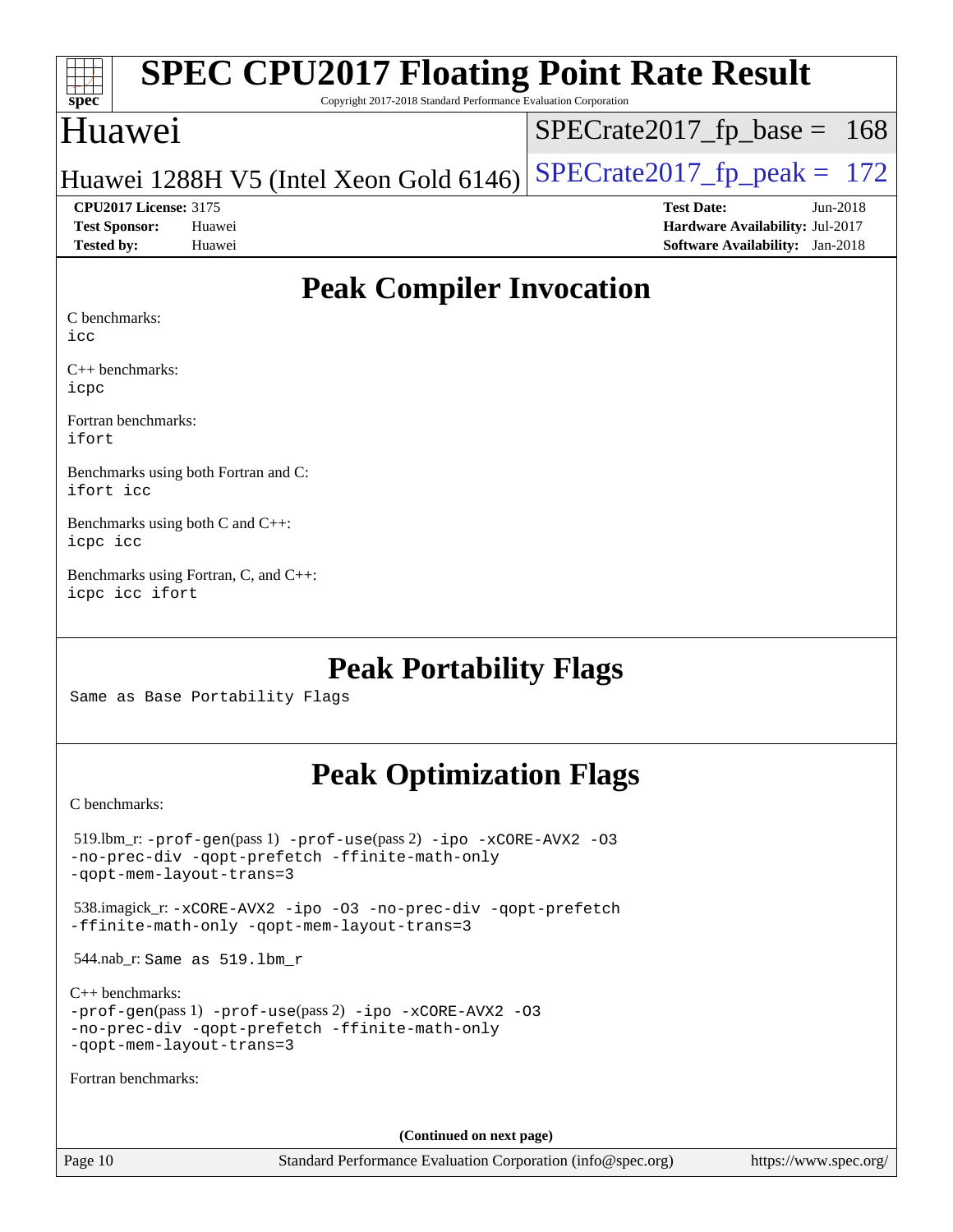# SPEC CPU2017 Floating Point Rate Result

Copyright 2017-2018 Standard Performance Evaluation Corporation

## Huawei

Huawei 1288H V5 (Intel Xeon Gold 6146)

SPECrate2017_fp_base = 168

SPECrate2017_fp_peak = 172

**CPU2017 License:** 3175
**Test Sponsor:** Huawei
**Tested by:** Huawei

**Test Date:** Jun-2018
**Hardware Availability:** Jul-2017
**Software Availability:** Jan-2018

## Peak Compiler Invocation

C benchmarks:
`icc`

C++ benchmarks:
`icpc`

Fortran benchmarks:
`ifort`

Benchmarks using both Fortran and C:
`ifort icc`

Benchmarks using both C and C++:
`icpc icc`

Benchmarks using Fortran, C, and C++:
`icpc icc ifort`

## Peak Portability Flags

Same as Base Portability Flags

## Peak Optimization Flags

C benchmarks:

519.lbm_r: `-prof-gen`(pass 1) `-prof-use`(pass 2) `-ipo -xCORE-AVX2 -O3 -no-prec-div -qopt-prefetch -ffinite-math-only -qopt-mem-layout-trans=3`

538.imagick_r: `-xCORE-AVX2 -ipo -O3 -no-prec-div -qopt-prefetch -ffinite-math-only -qopt-mem-layout-trans=3`

544.nab_r: Same as 519.lbm_r

C++ benchmarks:
`-prof-gen`(pass 1) `-prof-use`(pass 2) `-ipo -xCORE-AVX2 -O3 -no-prec-div -qopt-prefetch -ffinite-math-only -qopt-mem-layout-trans=3`

Fortran benchmarks:

**(Continued on next page)**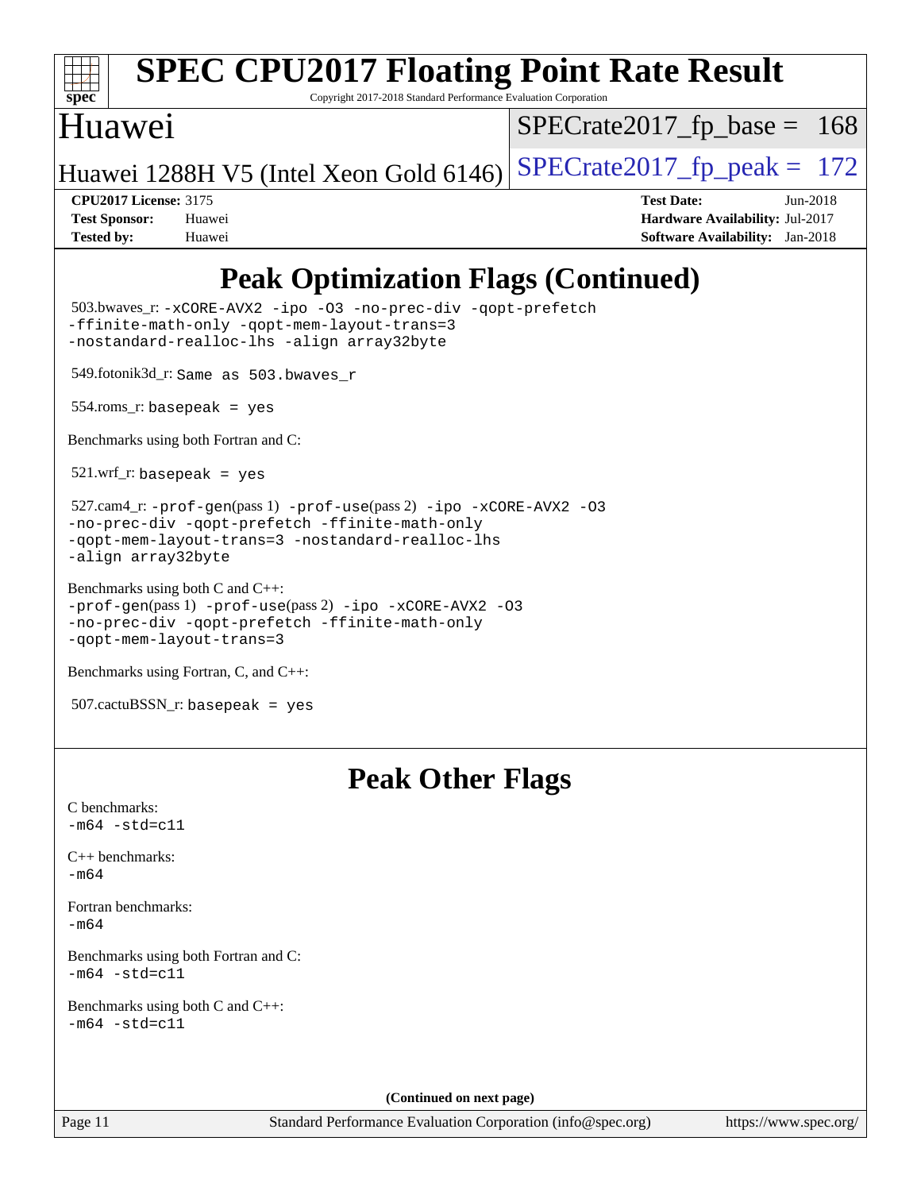# SPEC CPU2017 Floating Point Rate Result

Copyright 2017-2018 Standard Performance Evaluation Corporation

## Huawei

Huawei 1288H V5 (Intel Xeon Gold 6146)

SPECrate2017_fp_base = 168

SPECrate2017_fp_peak = 172

**CPU2017 License:** 3175
**Test Sponsor:** Huawei
**Tested by:** Huawei

**Test Date:** Jun-2018
**Hardware Availability:** Jul-2017
**Software Availability:** Jan-2018

## Peak Optimization Flags (Continued)

503.bwaves_r: -xCORE-AVX2 -ipo -O3 -no-prec-div -qopt-prefetch -ffinite-math-only -qopt-mem-layout-trans=3 -nostandard-realloc-lhs -align array32byte

549.fotonik3d_r: Same as 503.bwaves_r

554.roms_r: basepeak = yes

Benchmarks using both Fortran and C:

521.wrf_r: basepeak = yes

527.cam4_r: -prof-gen(pass 1) -prof-use(pass 2) -ipo -xCORE-AVX2 -O3 -no-prec-div -qopt-prefetch -ffinite-math-only -qopt-mem-layout-trans=3 -nostandard-realloc-lhs -align array32byte

Benchmarks using both C and C++:
-prof-gen(pass 1) -prof-use(pass 2) -ipo -xCORE-AVX2 -O3 -no-prec-div -qopt-prefetch -ffinite-math-only -qopt-mem-layout-trans=3

Benchmarks using Fortran, C, and C++:

507.cactuBSSN_r: basepeak = yes

## Peak Other Flags

C benchmarks:
-m64 -std=c11

C++ benchmarks:
-m64

Fortran benchmarks:
-m64

Benchmarks using both Fortran and C:
-m64 -std=c11

Benchmarks using both C and C++:
-m64 -std=c11

(Continued on next page)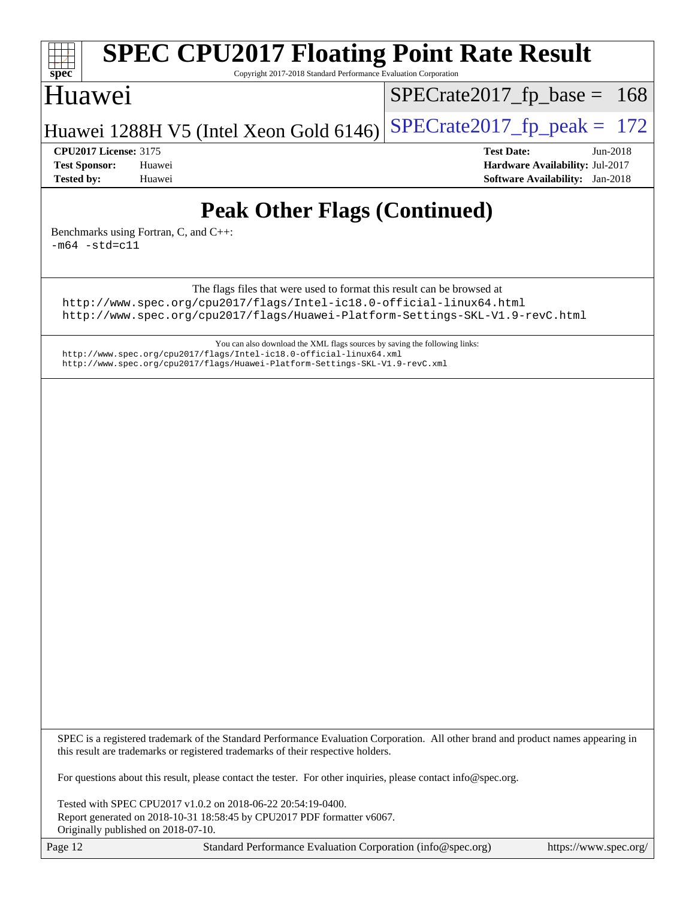# Peak Other Flags (Continued)

Benchmarks using Fortran, C, and C++:
-m64 -std=c11

The flags files that were used to format this result can be browsed at
http://www.spec.org/cpu2017/flags/Intel-ic18.0-official-linux64.html
http://www.spec.org/cpu2017/flags/Huawei-Platform-Settings-SKL-V1.9-revC.html

You can also download the XML flags sources by saving the following links:
http://www.spec.org/cpu2017/flags/Intel-ic18.0-official-linux64.xml
http://www.spec.org/cpu2017/flags/Huawei-Platform-Settings-SKL-V1.9-revC.xml

SPEC is a registered trademark of the Standard Performance Evaluation Corporation. All other brand and product names appearing in this result are trademarks or registered trademarks of their respective holders.

For questions about this result, please contact the tester. For other inquiries, please contact info@spec.org.

Tested with SPEC CPU2017 v1.0.2 on 2018-06-22 20:54:19-0400.
Report generated on 2018-10-31 18:58:45 by CPU2017 PDF formatter v6067.
Originally published on 2018-07-10.